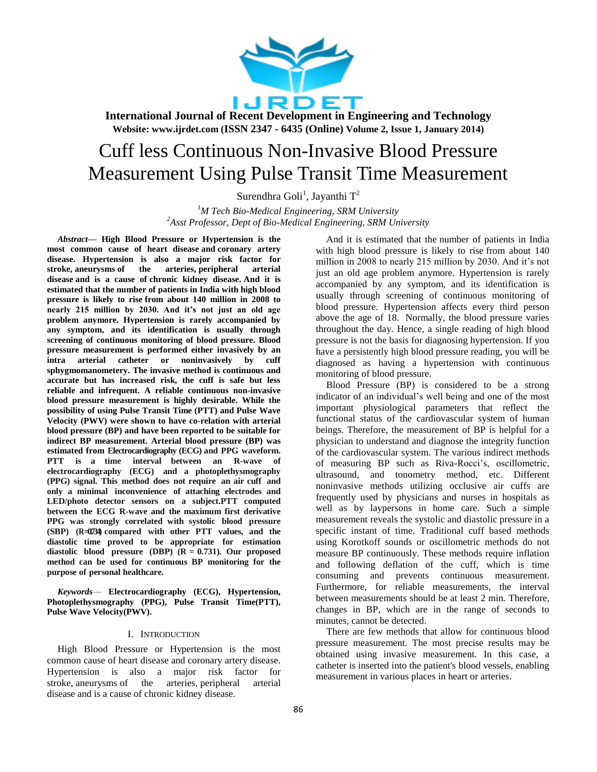# Cuff less Continuous Non-Invasive Blood Pressure Measurement Using Pulse Transit Time Measurement

Surendhra Goli[1], Jayanthi T[2]

[1]*M Tech Bio-Medical Engineering, SRM University*
[2]*Asst Professor, Dept of Bio-Medical Engineering, SRM University*

***Abstract*— High Blood Pressure or Hypertension is the most common cause of heart disease and coronary artery disease. Hypertension is also a major risk factor for stroke, aneurysms of the arteries, peripheral arterial disease and is a cause of chronic kidney disease. And it is estimated that the number of patients in India with high blood pressure is likely to rise from about 140 million in 2008 to nearly 215 million by 2030. And it's not just an old age problem anymore. Hypertension is rarely accompanied by any symptom, and its identification is usually through screening of continuous monitoring of blood pressure. Blood pressure measurement is performed either invasively by an intra arterial catheter or noninvasively by cuff sphygmomanometry. The invasive method is continuous and accurate but has increased risk, the cuff is safe but less reliable and infrequent. A reliable continuous non-invasive blood pressure measurement is highly desirable. While the possibility of using Pulse Transit Time (PTT) and Pulse Wave Velocity (PWV) were shown to have co-relation with arterial blood pressure (BP) and have been reported to be suitable for indirect BP measurement. Arterial blood pressure (BP) was estimated from Electrocardiography (ECG) and PPG waveform. PTT is a time interval between an R-wave of electrocardiography (ECG) and a photoplethysmography (PPG) signal. This method does not require an air cuff and only a minimal inconvenience of attaching electrodes and LED/photo detector sensors on a subject.PTT computed between the ECG R-wave and the maximum first derivative PPG was strongly correlated with systolic blood pressure (SBP) (R=0.734) compared with other PTT values, and the diastolic time proved to be appropriate for estimation diastolic blood pressure (DBP) (R = 0.731). Our proposed method can be used for continuous BP monitoring for the purpose of personal healthcare.**

***Keywords*— Electrocardiography (ECG), Hypertension, Photoplethysmography (PPG), Pulse Transit Time(PTT), Pulse Wave Velocity(PWV).**

## I. Introduction

High Blood Pressure or Hypertension is the most common cause of heart disease and coronary artery disease. Hypertension is also a major risk factor for stroke, aneurysms of the arteries, peripheral arterial disease and is a cause of chronic kidney disease.

And it is estimated that the number of patients in India with high blood pressure is likely to rise from about 140 million in 2008 to nearly 215 million by 2030. And it's not just an old age problem anymore. Hypertension is rarely accompanied by any symptom, and its identification is usually through screening of continuous monitoring of blood pressure. Hypertension affects every third person above the age of 18. Normally, the blood pressure varies throughout the day. Hence, a single reading of high blood pressure is not the basis for diagnosing hypertension. If you have a persistently high blood pressure reading, you will be diagnosed as having a hypertension with continuous monitoring of blood pressure.

Blood Pressure (BP) is considered to be a strong indicator of an individual's well being and one of the most important physiological parameters that reflect the functional status of the cardiovascular system of human beings. Therefore, the measurement of BP is helpful for a physician to understand and diagnose the integrity function of the cardiovascular system. The various indirect methods of measuring BP such as Riva-Rocci's, oscillometric, ultrasound, and tonometry method, etc. Different noninvasive methods utilizing occlusive air cuffs are frequently used by physicians and nurses in hospitals as well as by laypersons in home care. Such a simple measurement reveals the systolic and diastolic pressure in a specific instant of time. Traditional cuff based methods using Korotkoff sounds or oscillometric methods do not measure BP continuously. These methods require inflation and following deflation of the cuff, which is time consuming and prevents continuous measurement. Furthermore, for reliable measurements, the interval between measurements should be at least 2 min. Therefore, changes in BP, which are in the range of seconds to minutes, cannot be detected.

There are few methods that allow for continuous blood pressure measurement. The most precise results may be obtained using invasive measurement. In this case, a catheter is inserted into the patient's blood vessels, enabling measurement in various places in heart or arteries.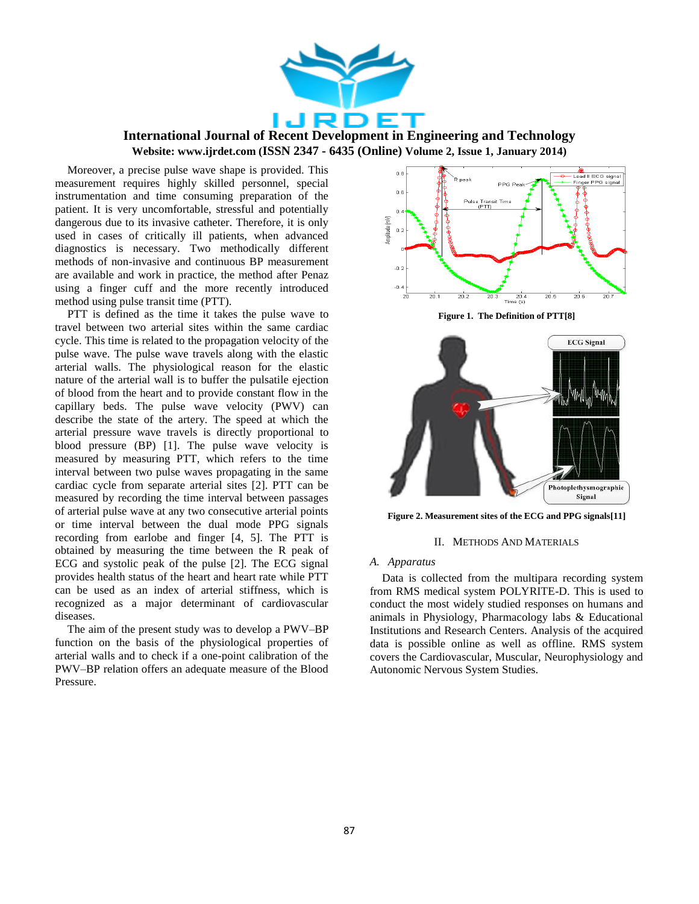Moreover, a precise pulse wave shape is provided. This measurement requires highly skilled personnel, special instrumentation and time consuming preparation of the patient. It is very uncomfortable, stressful and potentially dangerous due to its invasive catheter. Therefore, it is only used in cases of critically ill patients, when advanced diagnostics is necessary. Two methodically different methods of non-invasive and continuous BP measurement are available and work in practice, the method after Penaz using a finger cuff and the more recently introduced method using pulse transit time (PTT).

PTT is defined as the time it takes the pulse wave to travel between two arterial sites within the same cardiac cycle. This time is related to the propagation velocity of the pulse wave. The pulse wave travels along with the elastic arterial walls. The physiological reason for the elastic nature of the arterial wall is to buffer the pulsatile ejection of blood from the heart and to provide constant flow in the capillary beds. The pulse wave velocity (PWV) can describe the state of the artery. The speed at which the arterial pressure wave travels is directly proportional to blood pressure (BP) [1]. The pulse wave velocity is measured by measuring PTT, which refers to the time interval between two pulse waves propagating in the same cardiac cycle from separate arterial sites [2]. PTT can be measured by recording the time interval between passages of arterial pulse wave at any two consecutive arterial points or time interval between the dual mode PPG signals recording from earlobe and finger [4, 5]. The PTT is obtained by measuring the time between the R peak of ECG and systolic peak of the pulse [2]. The ECG signal provides health status of the heart and heart rate while PTT can be used as an index of arterial stiffness, which is recognized as a major determinant of cardiovascular diseases.

The aim of the present study was to develop a PWV–BP function on the basis of the physiological properties of arterial walls and to check if a one-point calibration of the PWV–BP relation offers an adequate measure of the Blood Pressure.

**Figure 1. The Definition of PTT[8]**

**Figure 2. Measurement sites of the ECG and PPG signals[11]**

## II. Methods And Materials

### *A. Apparatus*

Data is collected from the multipara recording system from RMS medical system POLYRITE-D. This is used to conduct the most widely studied responses on humans and animals in Physiology, Pharmacology labs & Educational Institutions and Research Centers. Analysis of the acquired data is possible online as well as offline. RMS system covers the Cardiovascular, Muscular, Neurophysiology and Autonomic Nervous System Studies.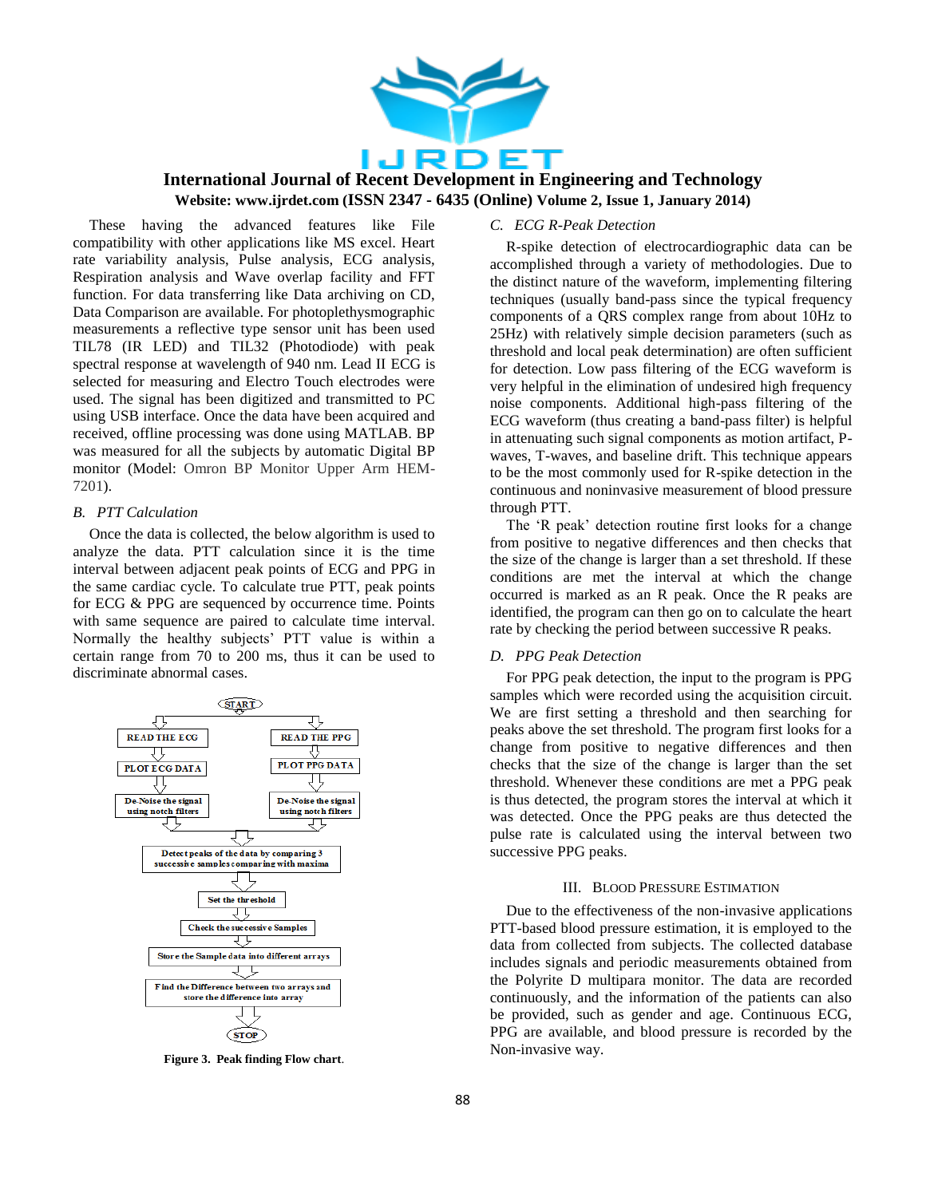These having the advanced features like File compatibility with other applications like MS excel. Heart rate variability analysis, Pulse analysis, ECG analysis, Respiration analysis and Wave overlap facility and FFT function. For data transferring like Data archiving on CD, Data Comparison are available. For photoplethysmographic measurements a reflective type sensor unit has been used TIL78 (IR LED) and TIL32 (Photodiode) with peak spectral response at wavelength of 940 nm. Lead II ECG is selected for measuring and Electro Touch electrodes were used. The signal has been digitized and transmitted to PC using USB interface. Once the data have been acquired and received, offline processing was done using MATLAB. BP was measured for all the subjects by automatic Digital BP monitor (Model: Omron BP Monitor Upper Arm HEM-7201).

### *B. PTT Calculation*

Once the data is collected, the below algorithm is used to analyze the data. PTT calculation since it is the time interval between adjacent peak points of ECG and PPG in the same cardiac cycle. To calculate true PTT, peak points for ECG & PPG are sequenced by occurrence time. Points with same sequence are paired to calculate time interval. Normally the healthy subjects' PTT value is within a certain range from 70 to 200 ms, thus it can be used to discriminate abnormal cases.

START → READ THE ECG → PLOT ECG DATA → De-Noise the signal using notch filters
START → READ THE PPG → PLOT PPG DATA → De-Noise the signal using notch filters
→ Detect peaks of the data by comparing 3 successive samples comparing with maxima → Set the threshold → Check the successive Samples → Store the Sample data into different arrays → Find the Difference between two arrays and store the difference into array → STOP

**Figure 3. Peak finding Flow chart.**

### *C. ECG R-Peak Detection*

R-spike detection of electrocardiographic data can be accomplished through a variety of methodologies. Due to the distinct nature of the waveform, implementing filtering techniques (usually band-pass since the typical frequency components of a QRS complex range from about 10Hz to 25Hz) with relatively simple decision parameters (such as threshold and local peak determination) are often sufficient for detection. Low pass filtering of the ECG waveform is very helpful in the elimination of undesired high frequency noise components. Additional high-pass filtering of the ECG waveform (thus creating a band-pass filter) is helpful in attenuating such signal components as motion artifact, P-waves, T-waves, and baseline drift. This technique appears to be the most commonly used for R-spike detection in the continuous and noninvasive measurement of blood pressure through PTT.

The 'R peak' detection routine first looks for a change from positive to negative differences and then checks that the size of the change is larger than a set threshold. If these conditions are met the interval at which the change occurred is marked as an R peak. Once the R peaks are identified, the program can then go on to calculate the heart rate by checking the period between successive R peaks.

### *D. PPG Peak Detection*

For PPG peak detection, the input to the program is PPG samples which were recorded using the acquisition circuit. We are first setting a threshold and then searching for peaks above the set threshold. The program first looks for a change from positive to negative differences and then checks that the size of the change is larger than the set threshold. Whenever these conditions are met a PPG peak is thus detected, the program stores the interval at which it was detected. Once the PPG peaks are thus detected the pulse rate is calculated using the interval between two successive PPG peaks.

## III. Blood Pressure Estimation

Due to the effectiveness of the non-invasive applications PTT-based blood pressure estimation, it is employed to the data collected from subjects. The collected database includes signals and periodic measurements obtained from the Polyrite D multipara monitor. The data are recorded continuously, and the information of the patients can also be provided, such as gender and age. Continuous ECG, PPG are available, and blood pressure is recorded by the Non-invasive way.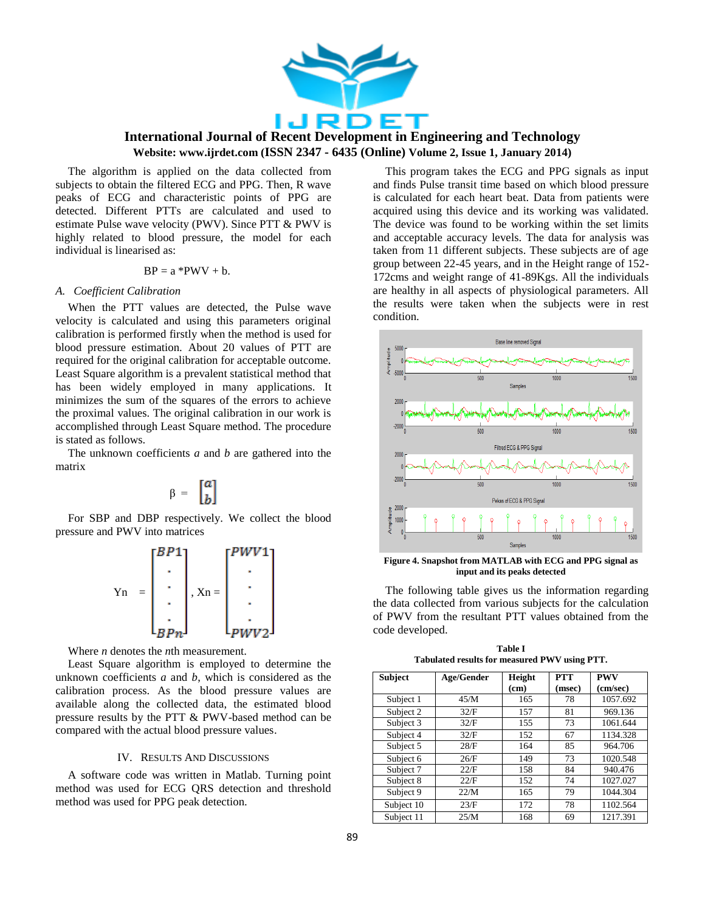The algorithm is applied on the data collected from subjects to obtain the filtered ECG and PPG. Then, R wave peaks of ECG and characteristic points of PPG are detected. Different PTTs are calculated and used to estimate Pulse wave velocity (PWV). Since PTT & PWV is highly related to blood pressure, the model for each individual is linearised as:

$$BP = a * PWV + b.$$

### *A. Coefficient Calibration*

When the PTT values are detected, the Pulse wave velocity is calculated and using this parameters original calibration is performed firstly when the method is used for blood pressure estimation. About 20 values of PTT are required for the original calibration for acceptable outcome. Least Square algorithm is a prevalent statistical method that has been widely employed in many applications. It minimizes the sum of the squares of the errors to achieve the proximal values. The original calibration in our work is accomplished through Least Square method. The procedure is stated as follows.

The unknown coefficients *a* and *b* are gathered into the matrix

$$\beta = \begin{bmatrix} a \\ b \end{bmatrix}$$

For SBP and DBP respectively. We collect the blood pressure and PWV into matrices

$$Yn = \begin{bmatrix} BP1 \\ \cdot \\ \cdot \\ \cdot \\ \cdot \\ BPn \end{bmatrix}, \; Xn = \begin{bmatrix} PWV1 \\ \cdot \\ \cdot \\ \cdot \\ \cdot \\ PWV2 \end{bmatrix}$$

Where *n* denotes the *n*th measurement.

Least Square algorithm is employed to determine the unknown coefficients *a* and *b*, which is considered as the calibration process. As the blood pressure values are available along the collected data, the estimated blood pressure results by the PTT & PWV-based method can be compared with the actual blood pressure values.

## IV. Results And Discussions

A software code was written in Matlab. Turning point method was used for ECG QRS detection and threshold method was used for PPG peak detection.

This program takes the ECG and PPG signals as input and finds Pulse transit time based on which blood pressure is calculated for each heart beat. Data from patients were acquired using this device and its working was validated. The device was found to be working within the set limits and acceptable accuracy levels. The data for analysis was taken from 11 different subjects. These subjects are of age group between 22-45 years, and in the Height range of 152-172cms and weight range of 41-89Kgs. All the individuals are healthy in all aspects of physiological parameters. All the results were taken when the subjects were in rest condition.

**Figure 4. Snapshot from MATLAB with ECG and PPG signal as input and its peaks detected**

The following table gives us the information regarding the data collected from various subjects for the calculation of PWV from the resultant PTT values obtained from the code developed.

**Table I**
**Tabulated results for measured PWV using PTT.**

| Subject | Age/Gender | Height (cm) | PTT (msec) | PWV (cm/sec) |
|---|---|---|---|---|
| Subject 1 | 45/M | 165 | 78 | 1057.692 |
| Subject 2 | 32/F | 157 | 81 | 969.136 |
| Subject 3 | 32/F | 155 | 73 | 1061.644 |
| Subject 4 | 32/F | 152 | 67 | 1134.328 |
| Subject 5 | 28/F | 164 | 85 | 964.706 |
| Subject 6 | 26/F | 149 | 73 | 1020.548 |
| Subject 7 | 22/F | 158 | 84 | 940.476 |
| Subject 8 | 22/F | 152 | 74 | 1027.027 |
| Subject 9 | 22/M | 165 | 79 | 1044.304 |
| Subject 10 | 23/F | 172 | 78 | 1102.564 |
| Subject 11 | 25/M | 168 | 69 | 1217.391 |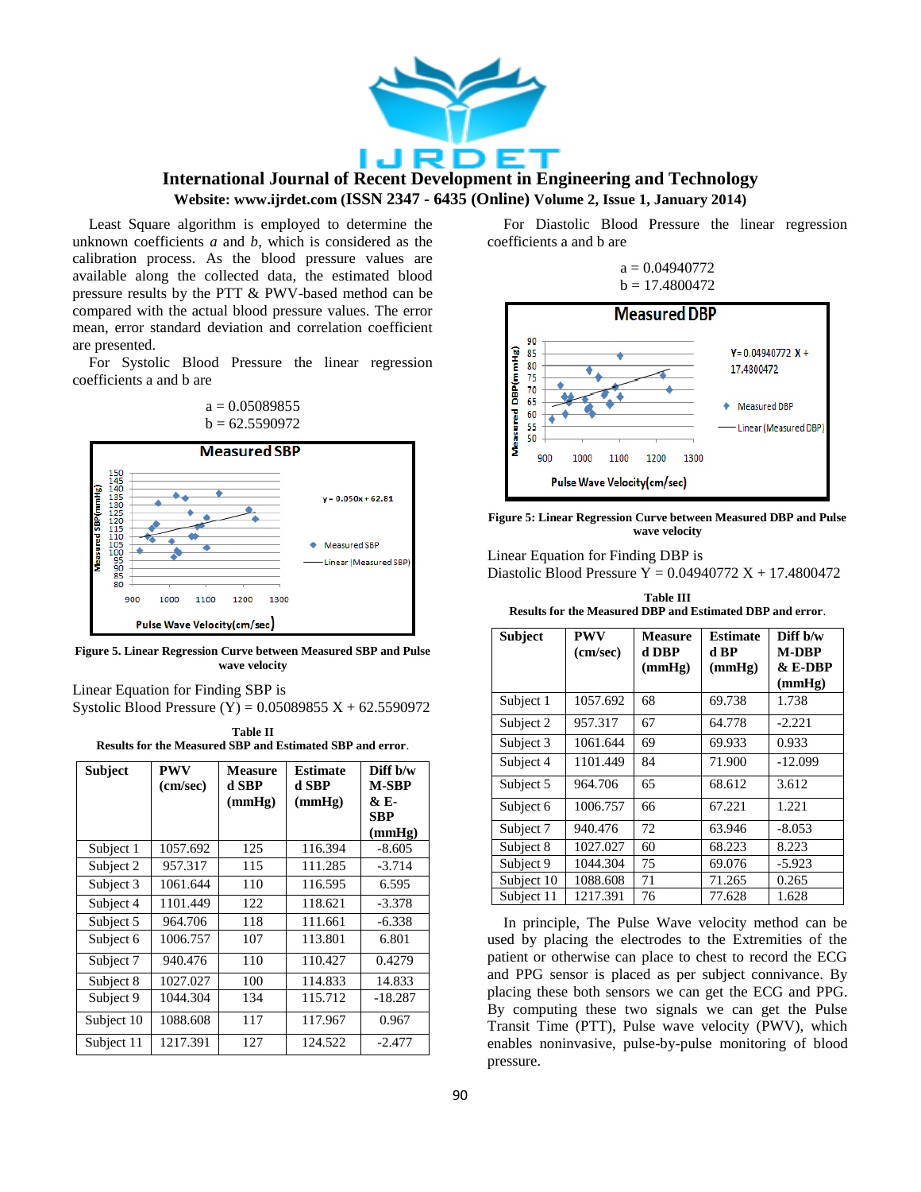Least Square algorithm is employed to determine the unknown coefficients *a* and *b*, which is considered as the calibration process. As the blood pressure values are available along the collected data, the estimated blood pressure results by the PTT & PWV-based method can be compared with the actual blood pressure values. The error mean, error standard deviation and correlation coefficient are presented.

For Systolic Blood Pressure the linear regression coefficients a and b are

a = 0.05089855
b = 62.5590972

**Figure 5. Linear Regression Curve between Measured SBP and Pulse wave velocity**

Linear Equation for Finding SBP is
Systolic Blood Pressure (Y) = 0.05089855 X + 62.5590972

**Table II**
**Results for the Measured SBP and Estimated SBP and error.**

| Subject | PWV (cm/sec) | Measured SBP (mmHg) | Estimated SBP (mmHg) | Diff b/w M-SBP & E-SBP (mmHg) |
|---|---|---|---|---|
| Subject 1 | 1057.692 | 125 | 116.394 | -8.605 |
| Subject 2 | 957.317 | 115 | 111.285 | -3.714 |
| Subject 3 | 1061.644 | 110 | 116.595 | 6.595 |
| Subject 4 | 1101.449 | 122 | 118.621 | -3.378 |
| Subject 5 | 964.706 | 118 | 111.661 | -6.338 |
| Subject 6 | 1006.757 | 107 | 113.801 | 6.801 |
| Subject 7 | 940.476 | 110 | 110.427 | 0.4279 |
| Subject 8 | 1027.027 | 100 | 114.833 | 14.833 |
| Subject 9 | 1044.304 | 134 | 115.712 | -18.287 |
| Subject 10 | 1088.608 | 117 | 117.967 | 0.967 |
| Subject 11 | 1217.391 | 127 | 124.522 | -2.477 |

For Diastolic Blood Pressure the linear regression coefficients a and b are

a = 0.04940772
b = 17.4800472

**Figure 5: Linear Regression Curve between Measured DBP and Pulse wave velocity**

Linear Equation for Finding DBP is
Diastolic Blood Pressure Y = 0.04940772 X + 17.4800472

**Table III**
**Results for the Measured DBP and Estimated DBP and error.**

| Subject | PWV (cm/sec) | Measured DBP (mmHg) | Estimated BP (mmHg) | Diff b/w M-DBP & E-DBP (mmHg) |
|---|---|---|---|---|
| Subject 1 | 1057.692 | 68 | 69.738 | 1.738 |
| Subject 2 | 957.317 | 67 | 64.778 | -2.221 |
| Subject 3 | 1061.644 | 69 | 69.933 | 0.933 |
| Subject 4 | 1101.449 | 84 | 71.900 | -12.099 |
| Subject 5 | 964.706 | 65 | 68.612 | 3.612 |
| Subject 6 | 1006.757 | 66 | 67.221 | 1.221 |
| Subject 7 | 940.476 | 72 | 63.946 | -8.053 |
| Subject 8 | 1027.027 | 60 | 68.223 | 8.223 |
| Subject 9 | 1044.304 | 75 | 69.076 | -5.923 |
| Subject 10 | 1088.608 | 71 | 71.265 | 0.265 |
| Subject 11 | 1217.391 | 76 | 77.628 | 1.628 |

In principle, The Pulse Wave velocity method can be used by placing the electrodes to the Extremities of the patient or otherwise can place to chest to record the ECG and PPG sensor is placed as per subject connivance. By placing these both sensors we can get the ECG and PPG. By computing these two signals we can get the Pulse Transit Time (PTT), Pulse wave velocity (PWV), which enables noninvasive, pulse-by-pulse monitoring of blood pressure.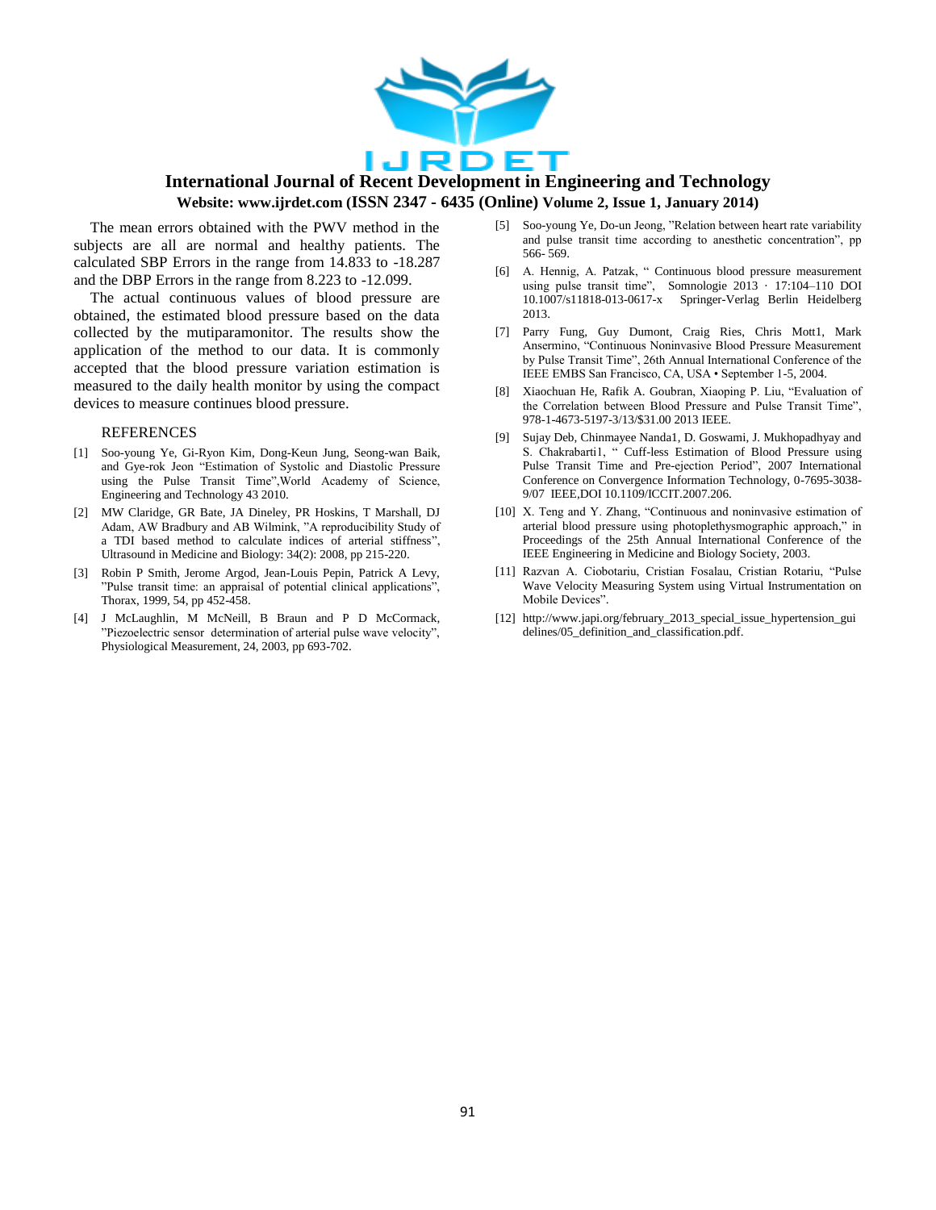The mean errors obtained with the PWV method in the subjects are all are normal and healthy patients. The calculated SBP Errors in the range from 14.833 to -18.287 and the DBP Errors in the range from 8.223 to -12.099.

The actual continuous values of blood pressure are obtained, the estimated blood pressure based on the data collected by the mutiparamonitor. The results show the application of the method to our data. It is commonly accepted that the blood pressure variation estimation is measured to the daily health monitor by using the compact devices to measure continues blood pressure.

## REFERENCES

[1] Soo-young Ye, Gi-Ryon Kim, Dong-Keun Jung, Seong-wan Baik, and Gye-rok Jeon "Estimation of Systolic and Diastolic Pressure using the Pulse Transit Time",World Academy of Science, Engineering and Technology 43 2010.

[2] MW Claridge, GR Bate, JA Dineley, PR Hoskins, T Marshall, DJ Adam, AW Bradbury and AB Wilmink, "A reproducibility Study of a TDI based method to calculate indices of arterial stiffness", Ultrasound in Medicine and Biology: 34(2): 2008, pp 215-220.

[3] Robin P Smith, Jerome Argod, Jean-Louis Pepin, Patrick A Levy, "Pulse transit time: an appraisal of potential clinical applications", Thorax, 1999, 54, pp 452-458.

[4] J McLaughlin, M McNeill, B Braun and P D McCormack, "Piezoelectric sensor determination of arterial pulse wave velocity", Physiological Measurement, 24, 2003, pp 693-702.

[5] Soo-young Ye, Do-un Jeong, "Relation between heart rate variability and pulse transit time according to anesthetic concentration", pp 566- 569.

[6] A. Hennig, A. Patzak, " Continuous blood pressure measurement using pulse transit time", Somnologie 2013 · 17:104–110 DOI 10.1007/s11818-013-0617-x Springer-Verlag Berlin Heidelberg 2013.

[7] Parry Fung, Guy Dumont, Craig Ries, Chris Mott1, Mark Ansermino, "Continuous Noninvasive Blood Pressure Measurement by Pulse Transit Time", 26th Annual International Conference of the IEEE EMBS San Francisco, CA, USA • September 1-5, 2004.

[8] Xiaochuan He, Rafik A. Goubran, Xiaoping P. Liu, "Evaluation of the Correlation between Blood Pressure and Pulse Transit Time", 978-1-4673-5197-3/13/$31.00 2013 IEEE.

[9] Sujay Deb, Chinmayee Nanda1, D. Goswami, J. Mukhopadhyay and S. Chakrabarti1, " Cuff-less Estimation of Blood Pressure using Pulse Transit Time and Pre-ejection Period", 2007 International Conference on Convergence Information Technology, 0-7695-3038-9/07 IEEE,DOI 10.1109/ICCIT.2007.206.

[10] X. Teng and Y. Zhang, "Continuous and noninvasive estimation of arterial blood pressure using photoplethysmographic approach," in Proceedings of the 25th Annual International Conference of the IEEE Engineering in Medicine and Biology Society, 2003.

[11] Razvan A. Ciobotariu, Cristian Fosalau, Cristian Rotariu, "Pulse Wave Velocity Measuring System using Virtual Instrumentation on Mobile Devices".

[12] http://www.japi.org/february_2013_special_issue_hypertension_guidelines/05_definition_and_classification.pdf.